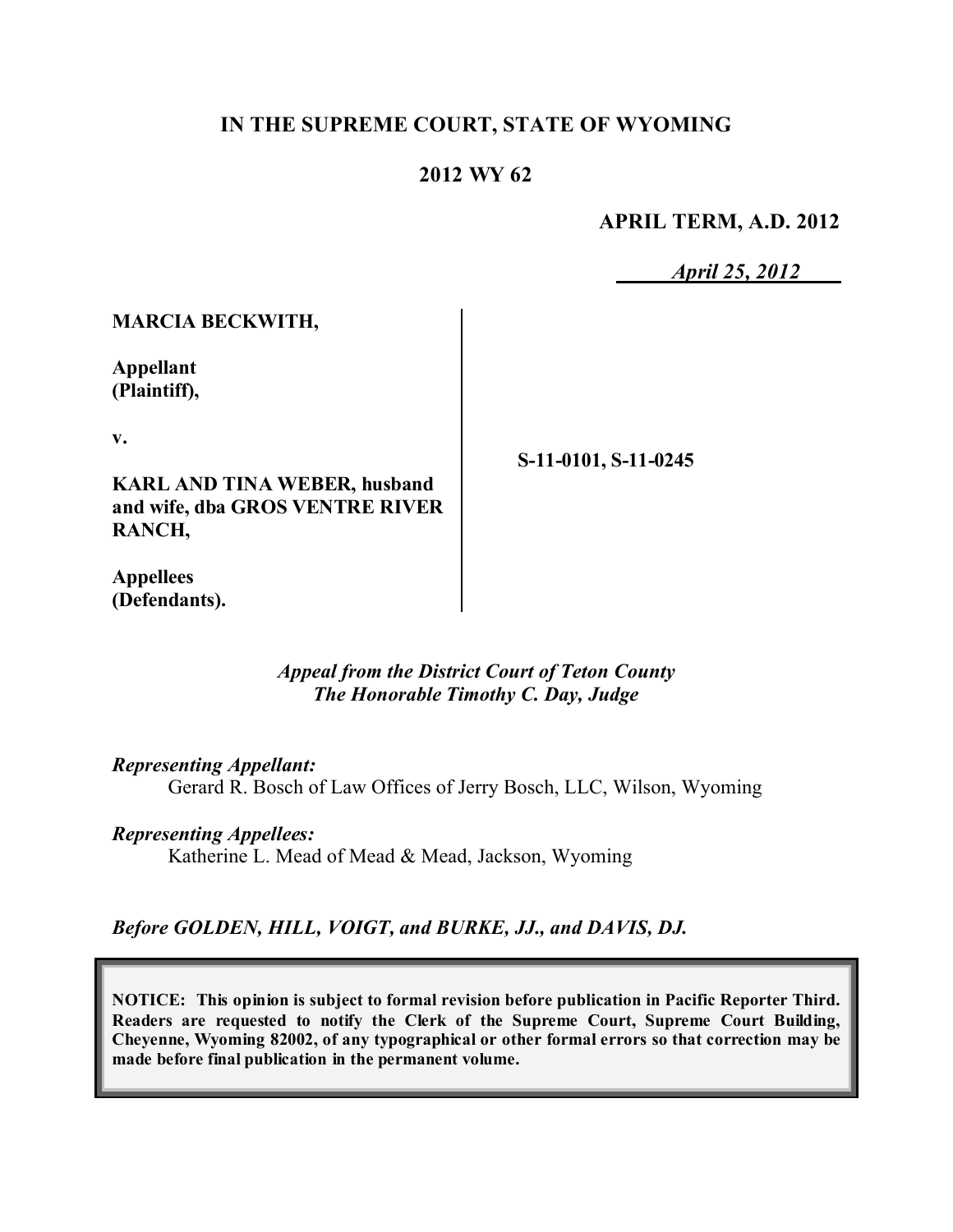# IN THE SUPREME COURT, STATE OF WYOMING

## 2012 WY 62

**APRIL TERM, A.D. 2012**

*April 25, 2012*

**MARCIA BECKWITH,**

**Appellant**
**(Plaintiff),**

**v.**

**KARL AND TINA WEBER, husband and wife, dba GROS VENTRE RIVER RANCH,**

**Appellees**
**(Defendants).**

**S-11-0101, S-11-0245**

*Appeal from the District Court of Teton County*
*The Honorable Timothy C. Day, Judge*

*Representing Appellant:*
Gerard R. Bosch of Law Offices of Jerry Bosch, LLC, Wilson, Wyoming

*Representing Appellees:*
Katherine L. Mead of Mead & Mead, Jackson, Wyoming

*Before GOLDEN, HILL, VOIGT, and BURKE, JJ., and DAVIS, DJ.*

**NOTICE: This opinion is subject to formal revision before publication in Pacific Reporter Third. Readers are requested to notify the Clerk of the Supreme Court, Supreme Court Building, Cheyenne, Wyoming 82002, of any typographical or other formal errors so that correction may be made before final publication in the permanent volume.**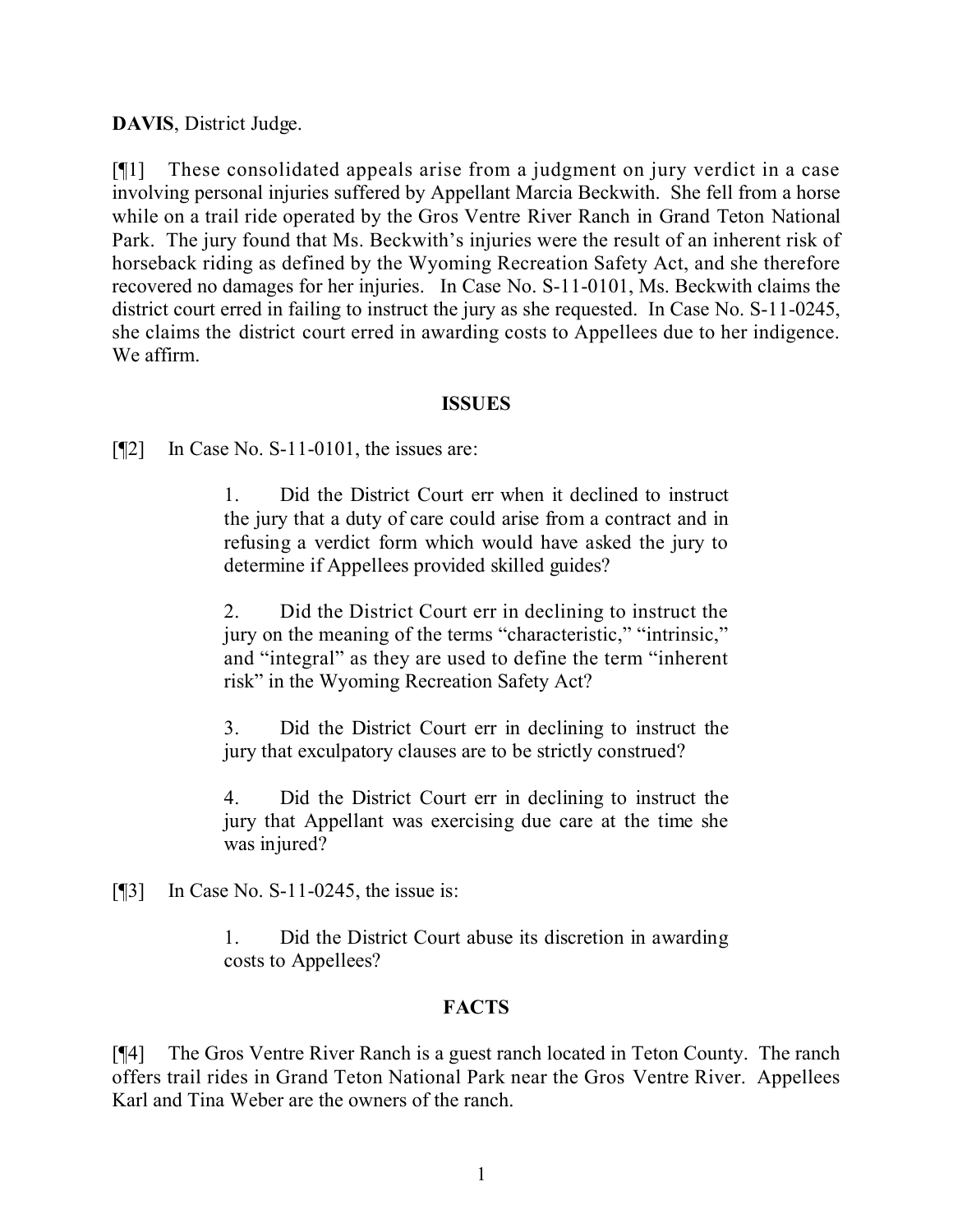**DAVIS**, District Judge.

[¶1] These consolidated appeals arise from a judgment on jury verdict in a case involving personal injuries suffered by Appellant Marcia Beckwith. She fell from a horse while on a trail ride operated by the Gros Ventre River Ranch in Grand Teton National Park. The jury found that Ms. Beckwith's injuries were the result of an inherent risk of horseback riding as defined by the Wyoming Recreation Safety Act, and she therefore recovered no damages for her injuries. In Case No. S-11-0101, Ms. Beckwith claims the district court erred in failing to instruct the jury as she requested. In Case No. S-11-0245, she claims the district court erred in awarding costs to Appellees due to her indigence. We affirm.

## ISSUES

[¶2] In Case No. S-11-0101, the issues are:

> 1. Did the District Court err when it declined to instruct the jury that a duty of care could arise from a contract and in refusing a verdict form which would have asked the jury to determine if Appellees provided skilled guides?
>
> 2. Did the District Court err in declining to instruct the jury on the meaning of the terms "characteristic," "intrinsic," and "integral" as they are used to define the term "inherent risk" in the Wyoming Recreation Safety Act?
>
> 3. Did the District Court err in declining to instruct the jury that exculpatory clauses are to be strictly construed?
>
> 4. Did the District Court err in declining to instruct the jury that Appellant was exercising due care at the time she was injured?

[¶3] In Case No. S-11-0245, the issue is:

> 1. Did the District Court abuse its discretion in awarding costs to Appellees?

## FACTS

[¶4] The Gros Ventre River Ranch is a guest ranch located in Teton County. The ranch offers trail rides in Grand Teton National Park near the Gros Ventre River. Appellees Karl and Tina Weber are the owners of the ranch.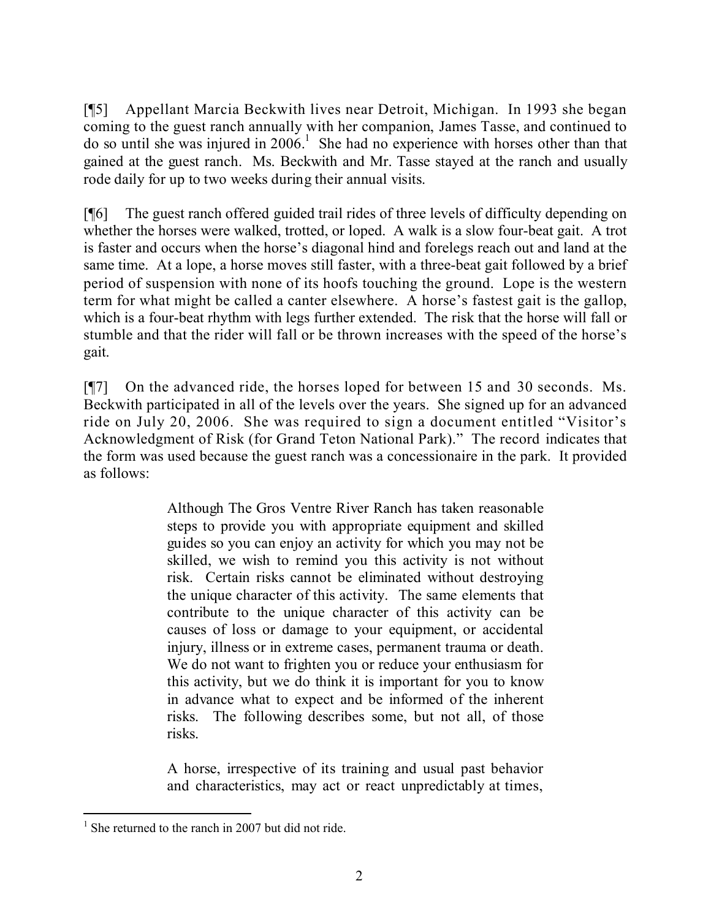[¶5] Appellant Marcia Beckwith lives near Detroit, Michigan. In 1993 she began coming to the guest ranch annually with her companion, James Tasse, and continued to do so until she was injured in 2006.[1] She had no experience with horses other than that gained at the guest ranch. Ms. Beckwith and Mr. Tasse stayed at the ranch and usually rode daily for up to two weeks during their annual visits.

[¶6] The guest ranch offered guided trail rides of three levels of difficulty depending on whether the horses were walked, trotted, or loped. A walk is a slow four-beat gait. A trot is faster and occurs when the horse's diagonal hind and forelegs reach out and land at the same time. At a lope, a horse moves still faster, with a three-beat gait followed by a brief period of suspension with none of its hoofs touching the ground. Lope is the western term for what might be called a canter elsewhere. A horse's fastest gait is the gallop, which is a four-beat rhythm with legs further extended. The risk that the horse will fall or stumble and that the rider will fall or be thrown increases with the speed of the horse's gait.

[¶7] On the advanced ride, the horses loped for between 15 and 30 seconds. Ms. Beckwith participated in all of the levels over the years. She signed up for an advanced ride on July 20, 2006. She was required to sign a document entitled "Visitor's Acknowledgment of Risk (for Grand Teton National Park)." The record indicates that the form was used because the guest ranch was a concessionaire in the park. It provided as follows:

> Although The Gros Ventre River Ranch has taken reasonable steps to provide you with appropriate equipment and skilled guides so you can enjoy an activity for which you may not be skilled, we wish to remind you this activity is not without risk. Certain risks cannot be eliminated without destroying the unique character of this activity. The same elements that contribute to the unique character of this activity can be causes of loss or damage to your equipment, or accidental injury, illness or in extreme cases, permanent trauma or death. We do not want to frighten you or reduce your enthusiasm for this activity, but we do think it is important for you to know in advance what to expect and be informed of the inherent risks. The following describes some, but not all, of those risks.
>
> A horse, irrespective of its training and usual past behavior and characteristics, may act or react unpredictably at times,

[1] She returned to the ranch in 2007 but did not ride.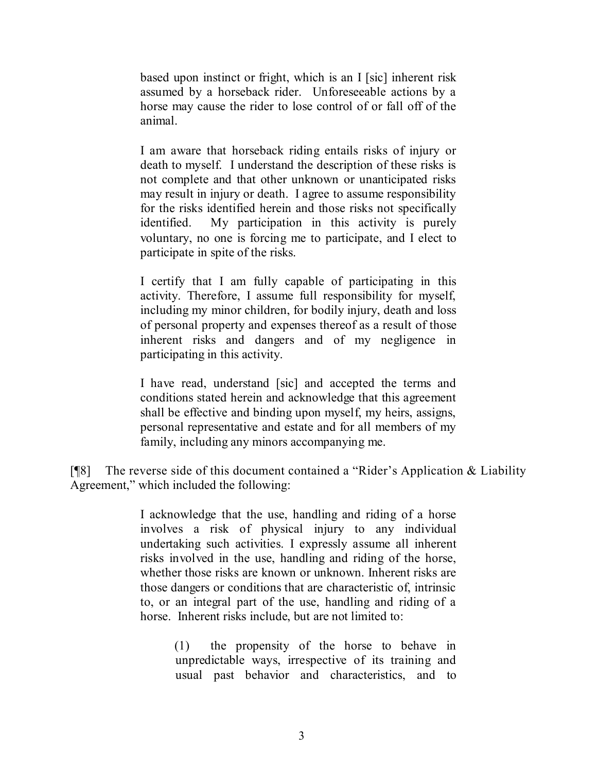> based upon instinct or fright, which is an I [sic] inherent risk assumed by a horseback rider. Unforeseeable actions by a horse may cause the rider to lose control of or fall off of the animal.
>
> I am aware that horseback riding entails risks of injury or death to myself. I understand the description of these risks is not complete and that other unknown or unanticipated risks may result in injury or death. I agree to assume responsibility for the risks identified herein and those risks not specifically identified. My participation in this activity is purely voluntary, no one is forcing me to participate, and I elect to participate in spite of the risks.
>
> I certify that I am fully capable of participating in this activity. Therefore, I assume full responsibility for myself, including my minor children, for bodily injury, death and loss of personal property and expenses thereof as a result of those inherent risks and dangers and of my negligence in participating in this activity.
>
> I have read, understand [sic] and accepted the terms and conditions stated herein and acknowledge that this agreement shall be effective and binding upon myself, my heirs, assigns, personal representative and estate and for all members of my family, including any minors accompanying me.

[¶8] The reverse side of this document contained a "Rider's Application & Liability Agreement," which included the following:

> I acknowledge that the use, handling and riding of a horse involves a risk of physical injury to any individual undertaking such activities. I expressly assume all inherent risks involved in the use, handling and riding of the horse, whether those risks are known or unknown. Inherent risks are those dangers or conditions that are characteristic of, intrinsic to, or an integral part of the use, handling and riding of a horse. Inherent risks include, but are not limited to:
>
> > (1) the propensity of the horse to behave in unpredictable ways, irrespective of its training and usual past behavior and characteristics, and to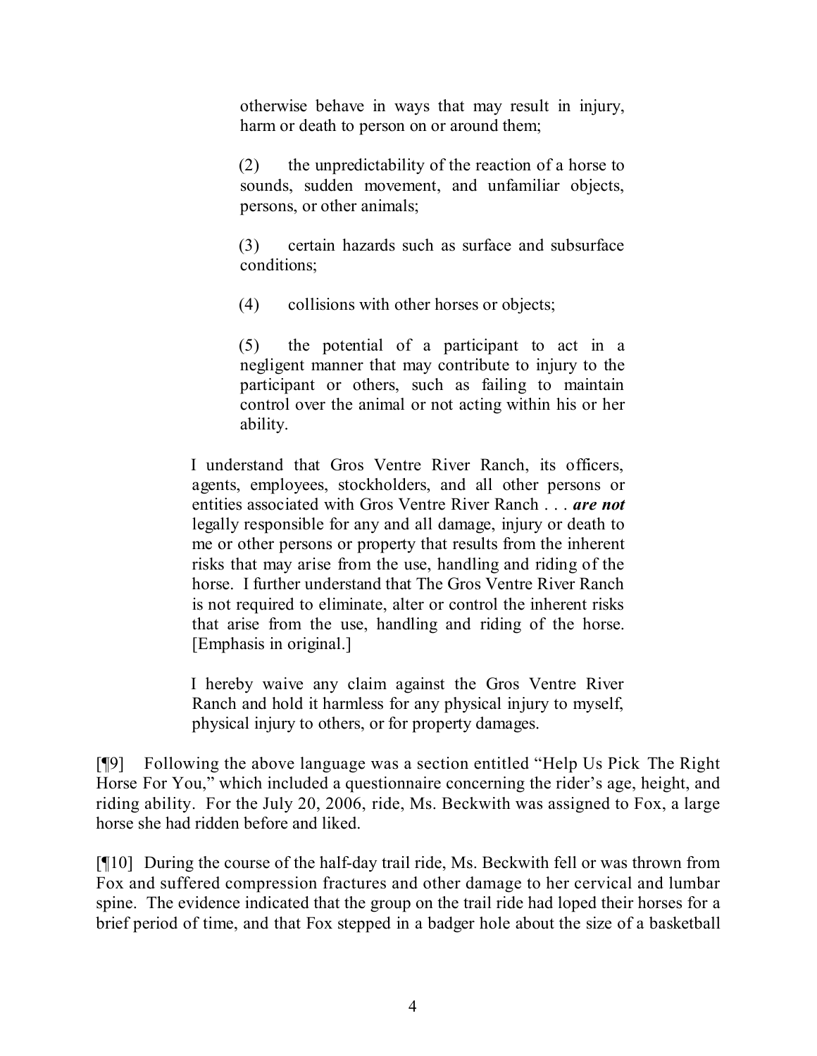> otherwise behave in ways that may result in injury, harm or death to person on or around them;
>
> (2) the unpredictability of the reaction of a horse to sounds, sudden movement, and unfamiliar objects, persons, or other animals;
>
> (3) certain hazards such as surface and subsurface conditions;
>
> (4) collisions with other horses or objects;
>
> (5) the potential of a participant to act in a negligent manner that may contribute to injury to the participant or others, such as failing to maintain control over the animal or not acting within his or her ability.
>
> I understand that Gros Ventre River Ranch, its officers, agents, employees, stockholders, and all other persons or entities associated with Gros Ventre River Ranch . . . ***are not*** legally responsible for any and all damage, injury or death to me or other persons or property that results from the inherent risks that may arise from the use, handling and riding of the horse. I further understand that The Gros Ventre River Ranch is not required to eliminate, alter or control the inherent risks that arise from the use, handling and riding of the horse. [Emphasis in original.]
>
> I hereby waive any claim against the Gros Ventre River Ranch and hold it harmless for any physical injury to myself, physical injury to others, or for property damages.

[¶9] Following the above language was a section entitled "Help Us Pick The Right Horse For You," which included a questionnaire concerning the rider's age, height, and riding ability. For the July 20, 2006, ride, Ms. Beckwith was assigned to Fox, a large horse she had ridden before and liked.

[¶10] During the course of the half-day trail ride, Ms. Beckwith fell or was thrown from Fox and suffered compression fractures and other damage to her cervical and lumbar spine. The evidence indicated that the group on the trail ride had loped their horses for a brief period of time, and that Fox stepped in a badger hole about the size of a basketball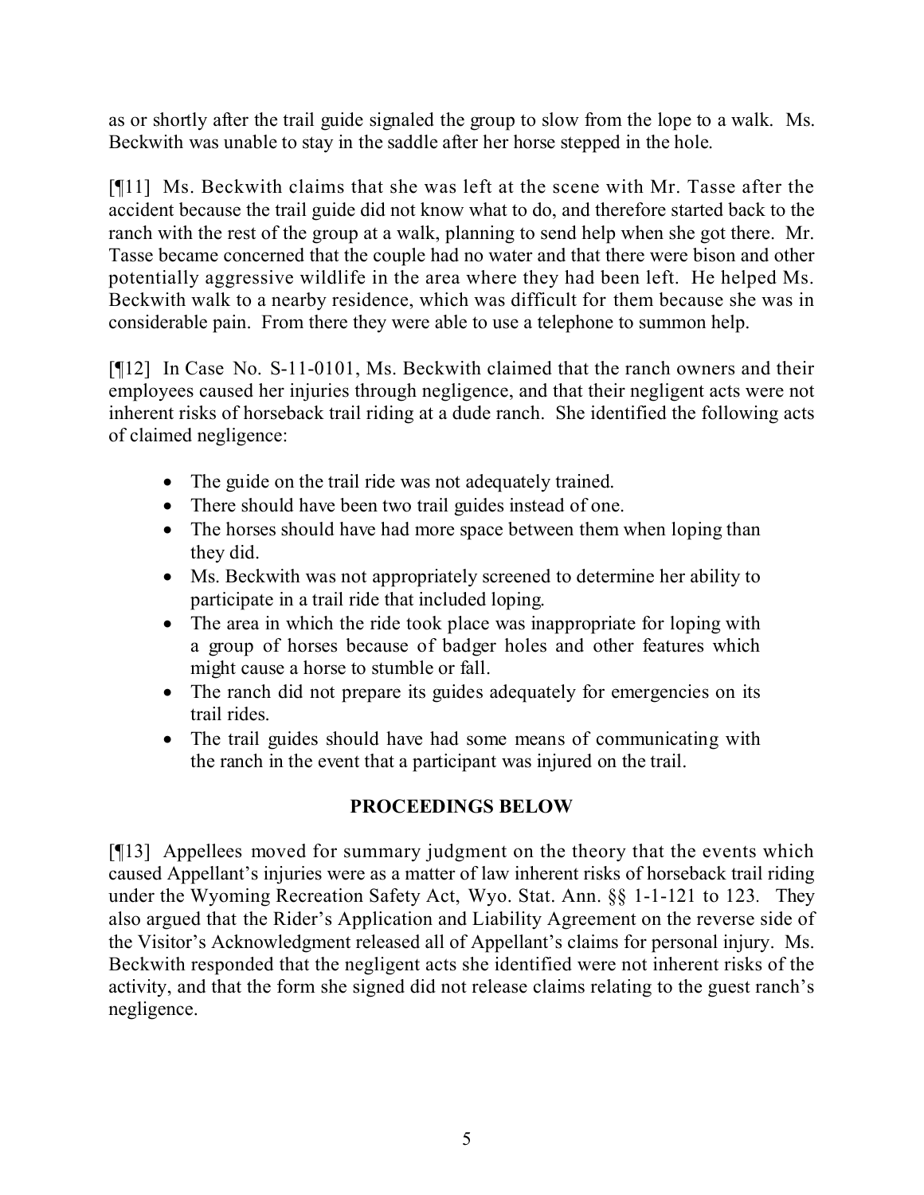as or shortly after the trail guide signaled the group to slow from the lope to a walk. Ms. Beckwith was unable to stay in the saddle after her horse stepped in the hole.

[¶11] Ms. Beckwith claims that she was left at the scene with Mr. Tasse after the accident because the trail guide did not know what to do, and therefore started back to the ranch with the rest of the group at a walk, planning to send help when she got there. Mr. Tasse became concerned that the couple had no water and that there were bison and other potentially aggressive wildlife in the area where they had been left. He helped Ms. Beckwith walk to a nearby residence, which was difficult for them because she was in considerable pain. From there they were able to use a telephone to summon help.

[¶12] In Case No. S-11-0101, Ms. Beckwith claimed that the ranch owners and their employees caused her injuries through negligence, and that their negligent acts were not inherent risks of horseback trail riding at a dude ranch. She identified the following acts of claimed negligence:

- The guide on the trail ride was not adequately trained.
- There should have been two trail guides instead of one.
- The horses should have had more space between them when loping than they did.
- Ms. Beckwith was not appropriately screened to determine her ability to participate in a trail ride that included loping.
- The area in which the ride took place was inappropriate for loping with a group of horses because of badger holes and other features which might cause a horse to stumble or fall.
- The ranch did not prepare its guides adequately for emergencies on its trail rides.
- The trail guides should have had some means of communicating with the ranch in the event that a participant was injured on the trail.

## PROCEEDINGS BELOW

[¶13] Appellees moved for summary judgment on the theory that the events which caused Appellant's injuries were as a matter of law inherent risks of horseback trail riding under the Wyoming Recreation Safety Act, Wyo. Stat. Ann. §§ 1-1-121 to 123. They also argued that the Rider's Application and Liability Agreement on the reverse side of the Visitor's Acknowledgment released all of Appellant's claims for personal injury. Ms. Beckwith responded that the negligent acts she identified were not inherent risks of the activity, and that the form she signed did not release claims relating to the guest ranch's negligence.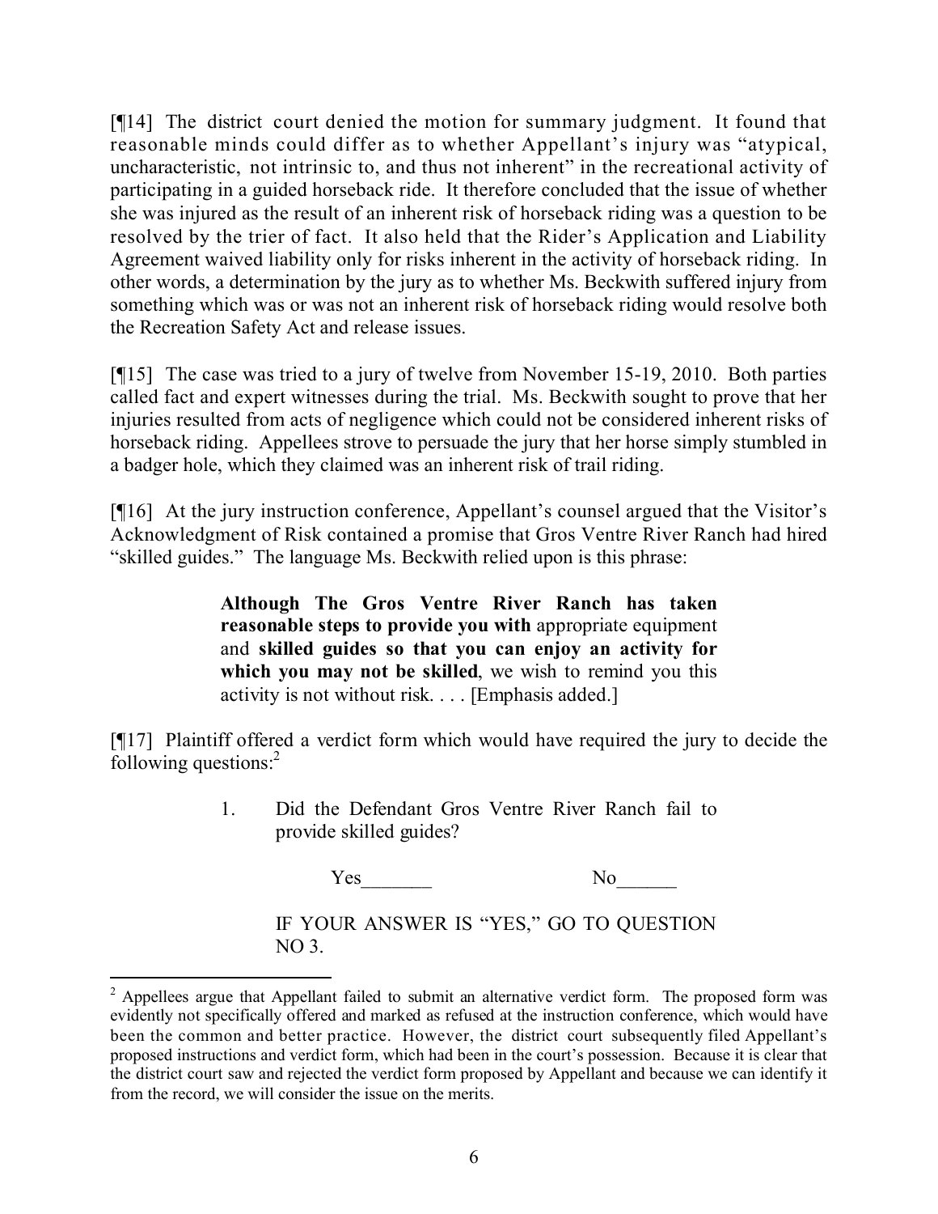[¶14] The district court denied the motion for summary judgment. It found that reasonable minds could differ as to whether Appellant's injury was "atypical, uncharacteristic, not intrinsic to, and thus not inherent" in the recreational activity of participating in a guided horseback ride. It therefore concluded that the issue of whether she was injured as the result of an inherent risk of horseback riding was a question to be resolved by the trier of fact. It also held that the Rider's Application and Liability Agreement waived liability only for risks inherent in the activity of horseback riding. In other words, a determination by the jury as to whether Ms. Beckwith suffered injury from something which was or was not an inherent risk of horseback riding would resolve both the Recreation Safety Act and release issues.

[¶15] The case was tried to a jury of twelve from November 15-19, 2010. Both parties called fact and expert witnesses during the trial. Ms. Beckwith sought to prove that her injuries resulted from acts of negligence which could not be considered inherent risks of horseback riding. Appellees strove to persuade the jury that her horse simply stumbled in a badger hole, which they claimed was an inherent risk of trail riding.

[¶16] At the jury instruction conference, Appellant's counsel argued that the Visitor's Acknowledgment of Risk contained a promise that Gros Ventre River Ranch had hired "skilled guides." The language Ms. Beckwith relied upon is this phrase:

> **Although The Gros Ventre River Ranch has taken reasonable steps to provide you with** appropriate equipment and **skilled guides so that you can enjoy an activity for which you may not be skilled**, we wish to remind you this activity is not without risk. . . . [Emphasis added.]

[¶17] Plaintiff offered a verdict form which would have required the jury to decide the following questions:[2]

> 1. Did the Defendant Gros Ventre River Ranch fail to provide skilled guides?
>
> Yes_______ No______
>
> IF YOUR ANSWER IS "YES," GO TO QUESTION NO 3.

[2] Appellees argue that Appellant failed to submit an alternative verdict form. The proposed form was evidently not specifically offered and marked as refused at the instruction conference, which would have been the common and better practice. However, the district court subsequently filed Appellant's proposed instructions and verdict form, which had been in the court's possession. Because it is clear that the district court saw and rejected the verdict form proposed by Appellant and because we can identify it from the record, we will consider the issue on the merits.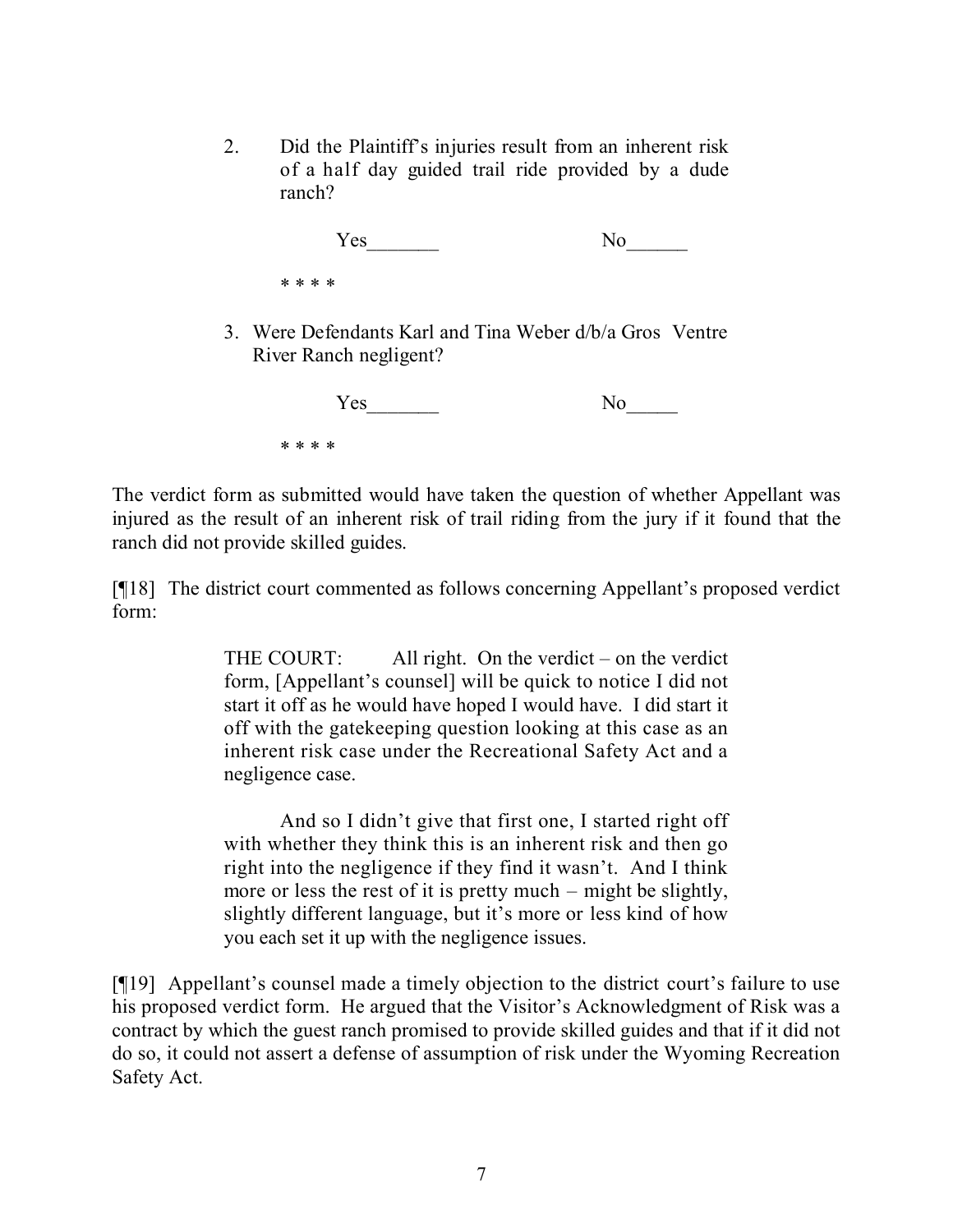> 2. Did the Plaintiff's injuries result from an inherent risk of a half day guided trail ride provided by a dude ranch?
>
> Yes_______ No______
>
> * * * *
>
> 3. Were Defendants Karl and Tina Weber d/b/a Gros Ventre River Ranch negligent?
>
> Yes_______ No_____
>
> * * * *

The verdict form as submitted would have taken the question of whether Appellant was injured as the result of an inherent risk of trail riding from the jury if it found that the ranch did not provide skilled guides.

[¶18] The district court commented as follows concerning Appellant's proposed verdict form:

> THE COURT: All right. On the verdict – on the verdict form, [Appellant's counsel] will be quick to notice I did not start it off as he would have hoped I would have. I did start it off with the gatekeeping question looking at this case as an inherent risk case under the Recreational Safety Act and a negligence case.
>
> And so I didn't give that first one, I started right off with whether they think this is an inherent risk and then go right into the negligence if they find it wasn't. And I think more or less the rest of it is pretty much – might be slightly, slightly different language, but it's more or less kind of how you each set it up with the negligence issues.

[¶19] Appellant's counsel made a timely objection to the district court's failure to use his proposed verdict form. He argued that the Visitor's Acknowledgment of Risk was a contract by which the guest ranch promised to provide skilled guides and that if it did not do so, it could not assert a defense of assumption of risk under the Wyoming Recreation Safety Act.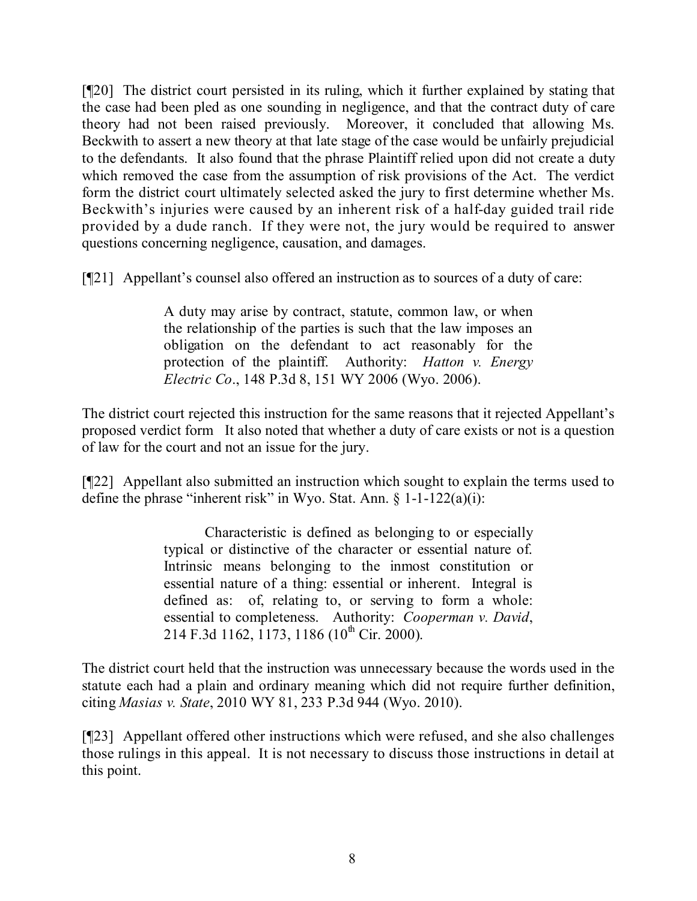[¶20] The district court persisted in its ruling, which it further explained by stating that the case had been pled as one sounding in negligence, and that the contract duty of care theory had not been raised previously. Moreover, it concluded that allowing Ms. Beckwith to assert a new theory at that late stage of the case would be unfairly prejudicial to the defendants. It also found that the phrase Plaintiff relied upon did not create a duty which removed the case from the assumption of risk provisions of the Act. The verdict form the district court ultimately selected asked the jury to first determine whether Ms. Beckwith's injuries were caused by an inherent risk of a half-day guided trail ride provided by a dude ranch. If they were not, the jury would be required to answer questions concerning negligence, causation, and damages.

[¶21] Appellant's counsel also offered an instruction as to sources of a duty of care:

> A duty may arise by contract, statute, common law, or when the relationship of the parties is such that the law imposes an obligation on the defendant to act reasonably for the protection of the plaintiff. Authority: *Hatton v. Energy Electric Co*., 148 P.3d 8, 151 WY 2006 (Wyo. 2006).

The district court rejected this instruction for the same reasons that it rejected Appellant's proposed verdict form It also noted that whether a duty of care exists or not is a question of law for the court and not an issue for the jury.

[¶22] Appellant also submitted an instruction which sought to explain the terms used to define the phrase "inherent risk" in Wyo. Stat. Ann. § 1-1-122(a)(i):

> Characteristic is defined as belonging to or especially typical or distinctive of the character or essential nature of. Intrinsic means belonging to the inmost constitution or essential nature of a thing: essential or inherent. Integral is defined as: of, relating to, or serving to form a whole: essential to completeness. Authority: *Cooperman v. David*, 214 F.3d 1162, 1173, 1186 (10th Cir. 2000).

The district court held that the instruction was unnecessary because the words used in the statute each had a plain and ordinary meaning which did not require further definition, citing *Masias v. State*, 2010 WY 81, 233 P.3d 944 (Wyo. 2010).

[¶23] Appellant offered other instructions which were refused, and she also challenges those rulings in this appeal. It is not necessary to discuss those instructions in detail at this point.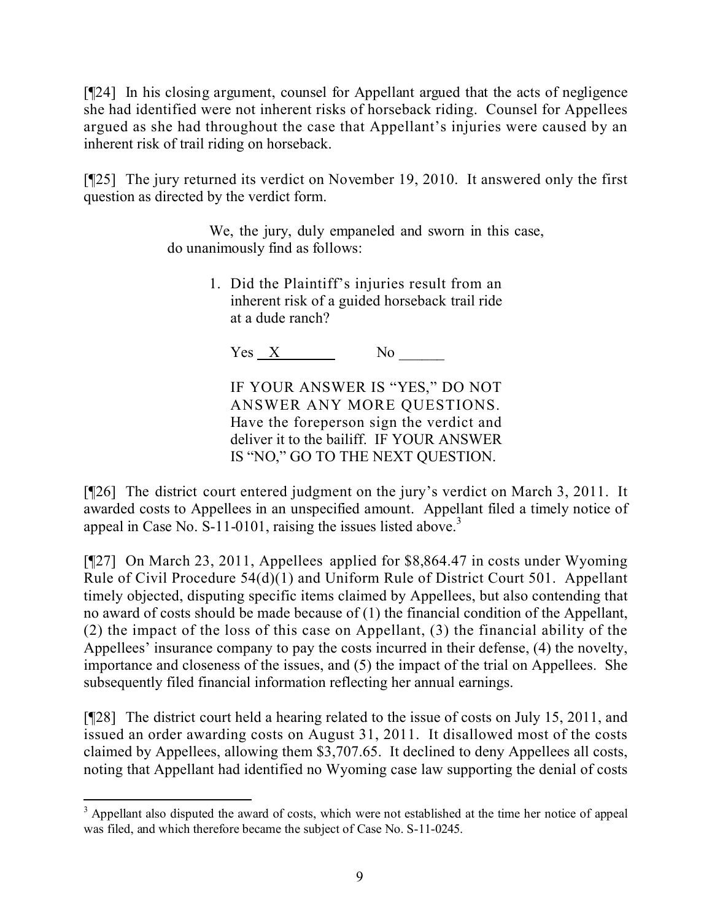[¶24] In his closing argument, counsel for Appellant argued that the acts of negligence she had identified were not inherent risks of horseback riding. Counsel for Appellees argued as she had throughout the case that Appellant's injuries were caused by an inherent risk of trail riding on horseback.

[¶25] The jury returned its verdict on November 19, 2010. It answered only the first question as directed by the verdict form.

> We, the jury, duly empaneled and sworn in this case, do unanimously find as follows:
>
> 1. Did the Plaintiff's injuries result from an inherent risk of a guided horseback trail ride at a dude ranch?
>
>    Yes __X__ No ______
>
>    IF YOUR ANSWER IS "YES," DO NOT ANSWER ANY MORE QUESTIONS. Have the foreperson sign the verdict and deliver it to the bailiff. IF YOUR ANSWER IS "NO," GO TO THE NEXT QUESTION.

[¶26] The district court entered judgment on the jury's verdict on March 3, 2011. It awarded costs to Appellees in an unspecified amount. Appellant filed a timely notice of appeal in Case No. S-11-0101, raising the issues listed above.[3]

[¶27] On March 23, 2011, Appellees applied for $8,864.47 in costs under Wyoming Rule of Civil Procedure 54(d)(1) and Uniform Rule of District Court 501. Appellant timely objected, disputing specific items claimed by Appellees, but also contending that no award of costs should be made because of (1) the financial condition of the Appellant, (2) the impact of the loss of this case on Appellant, (3) the financial ability of the Appellees' insurance company to pay the costs incurred in their defense, (4) the novelty, importance and closeness of the issues, and (5) the impact of the trial on Appellees. She subsequently filed financial information reflecting her annual earnings.

[¶28] The district court held a hearing related to the issue of costs on July 15, 2011, and issued an order awarding costs on August 31, 2011. It disallowed most of the costs claimed by Appellees, allowing them $3,707.65. It declined to deny Appellees all costs, noting that Appellant had identified no Wyoming case law supporting the denial of costs

---

[3] Appellant also disputed the award of costs, which were not established at the time her notice of appeal was filed, and which therefore became the subject of Case No. S-11-0245.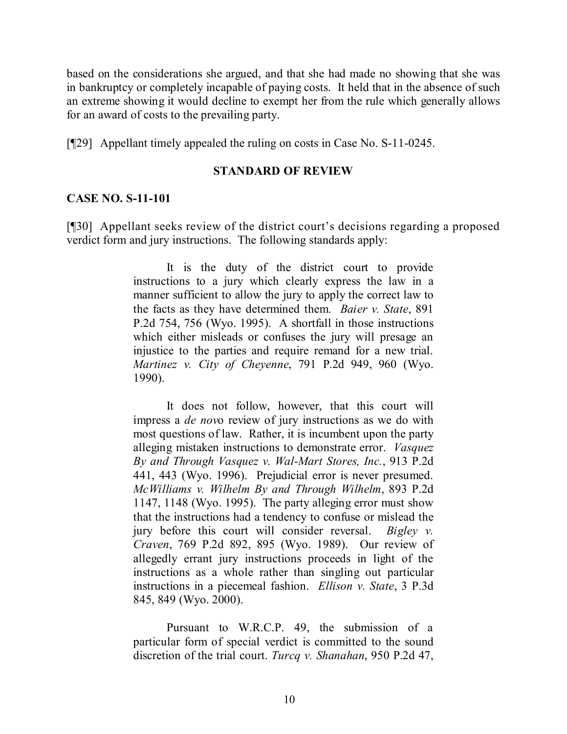based on the considerations she argued, and that she had made no showing that she was in bankruptcy or completely incapable of paying costs. It held that in the absence of such an extreme showing it would decline to exempt her from the rule which generally allows for an award of costs to the prevailing party.

[¶29] Appellant timely appealed the ruling on costs in Case No. S-11-0245.

## STANDARD OF REVIEW

### CASE NO. S-11-101

[¶30] Appellant seeks review of the district court's decisions regarding a proposed verdict form and jury instructions. The following standards apply:

> It is the duty of the district court to provide instructions to a jury which clearly express the law in a manner sufficient to allow the jury to apply the correct law to the facts as they have determined them. *Baier v. State*, 891 P.2d 754, 756 (Wyo. 1995). A shortfall in those instructions which either misleads or confuses the jury will presage an injustice to the parties and require remand for a new trial. *Martinez v. City of Cheyenne*, 791 P.2d 949, 960 (Wyo. 1990).
>
> It does not follow, however, that this court will impress a *de novo* review of jury instructions as we do with most questions of law. Rather, it is incumbent upon the party alleging mistaken instructions to demonstrate error. *Vasquez By and Through Vasquez v. Wal-Mart Stores, Inc.*, 913 P.2d 441, 443 (Wyo. 1996). Prejudicial error is never presumed. *McWilliams v. Wilhelm By and Through Wilhelm*, 893 P.2d 1147, 1148 (Wyo. 1995). The party alleging error must show that the instructions had a tendency to confuse or mislead the jury before this court will consider reversal. *Bigley v. Craven*, 769 P.2d 892, 895 (Wyo. 1989). Our review of allegedly errant jury instructions proceeds in light of the instructions as a whole rather than singling out particular instructions in a piecemeal fashion. *Ellison v. State*, 3 P.3d 845, 849 (Wyo. 2000).
>
> Pursuant to W.R.C.P. 49, the submission of a particular form of special verdict is committed to the sound discretion of the trial court. *Turcq v. Shanahan*, 950 P.2d 47,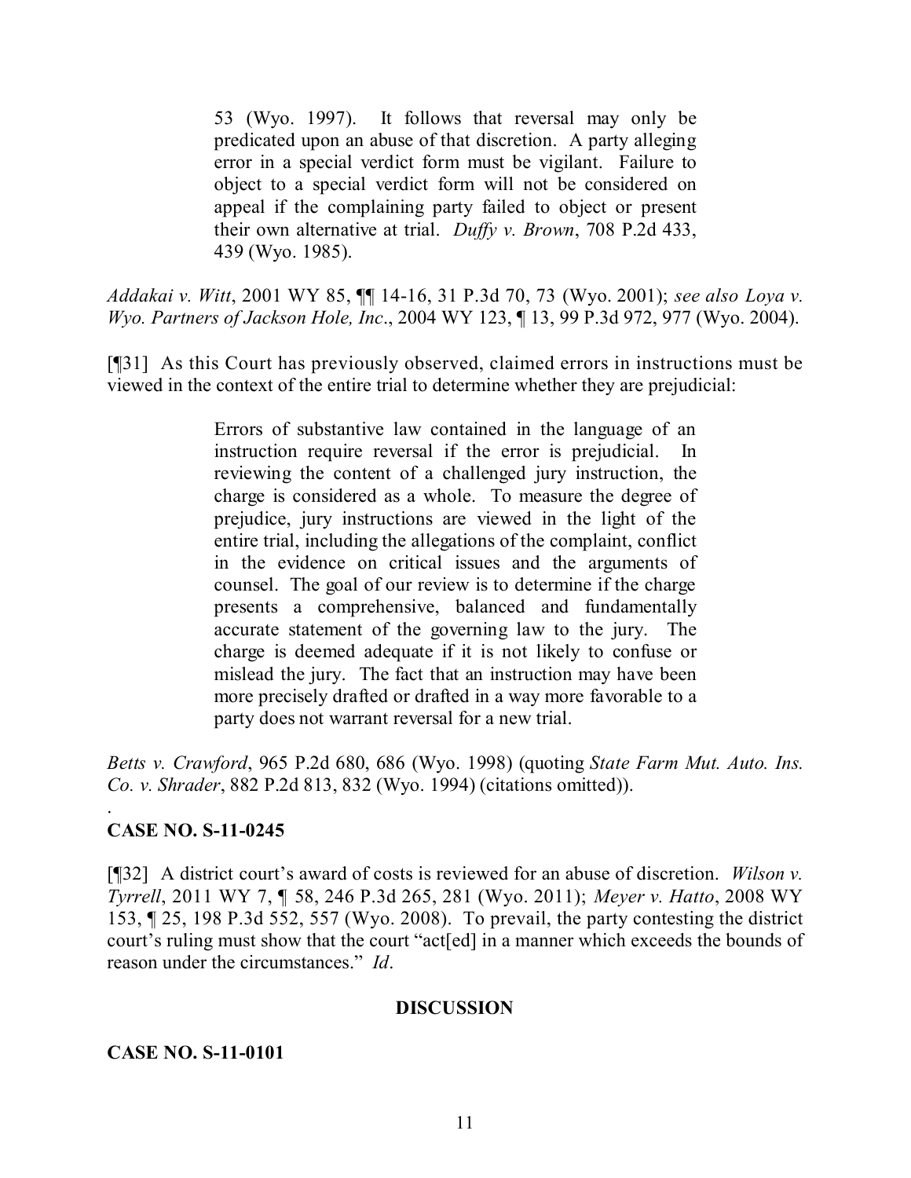> 53 (Wyo. 1997). It follows that reversal may only be predicated upon an abuse of that discretion. A party alleging error in a special verdict form must be vigilant. Failure to object to a special verdict form will not be considered on appeal if the complaining party failed to object or present their own alternative at trial. *Duffy v. Brown*, 708 P.2d 433, 439 (Wyo. 1985).

*Addakai v. Witt*, 2001 WY 85, ¶¶ 14-16, 31 P.3d 70, 73 (Wyo. 2001); *see also Loya v. Wyo. Partners of Jackson Hole, Inc*., 2004 WY 123, ¶ 13, 99 P.3d 972, 977 (Wyo. 2004).

[¶31] As this Court has previously observed, claimed errors in instructions must be viewed in the context of the entire trial to determine whether they are prejudicial:

> Errors of substantive law contained in the language of an instruction require reversal if the error is prejudicial. In reviewing the content of a challenged jury instruction, the charge is considered as a whole. To measure the degree of prejudice, jury instructions are viewed in the light of the entire trial, including the allegations of the complaint, conflict in the evidence on critical issues and the arguments of counsel. The goal of our review is to determine if the charge presents a comprehensive, balanced and fundamentally accurate statement of the governing law to the jury. The charge is deemed adequate if it is not likely to confuse or mislead the jury. The fact that an instruction may have been more precisely drafted or drafted in a way more favorable to a party does not warrant reversal for a new trial.

*Betts v. Crawford*, 965 P.2d 680, 686 (Wyo. 1998) (quoting *State Farm Mut. Auto. Ins. Co. v. Shrader*, 882 P.2d 813, 832 (Wyo. 1994) (citations omitted)).

.

**CASE NO. S-11-0245**

[¶32] A district court's award of costs is reviewed for an abuse of discretion. *Wilson v. Tyrrell*, 2011 WY 7, ¶ 58, 246 P.3d 265, 281 (Wyo. 2011); *Meyer v. Hatto*, 2008 WY 153, ¶ 25, 198 P.3d 552, 557 (Wyo. 2008). To prevail, the party contesting the district court's ruling must show that the court "act[ed] in a manner which exceeds the bounds of reason under the circumstances." *Id*.

## DISCUSSION

**CASE NO. S-11-0101**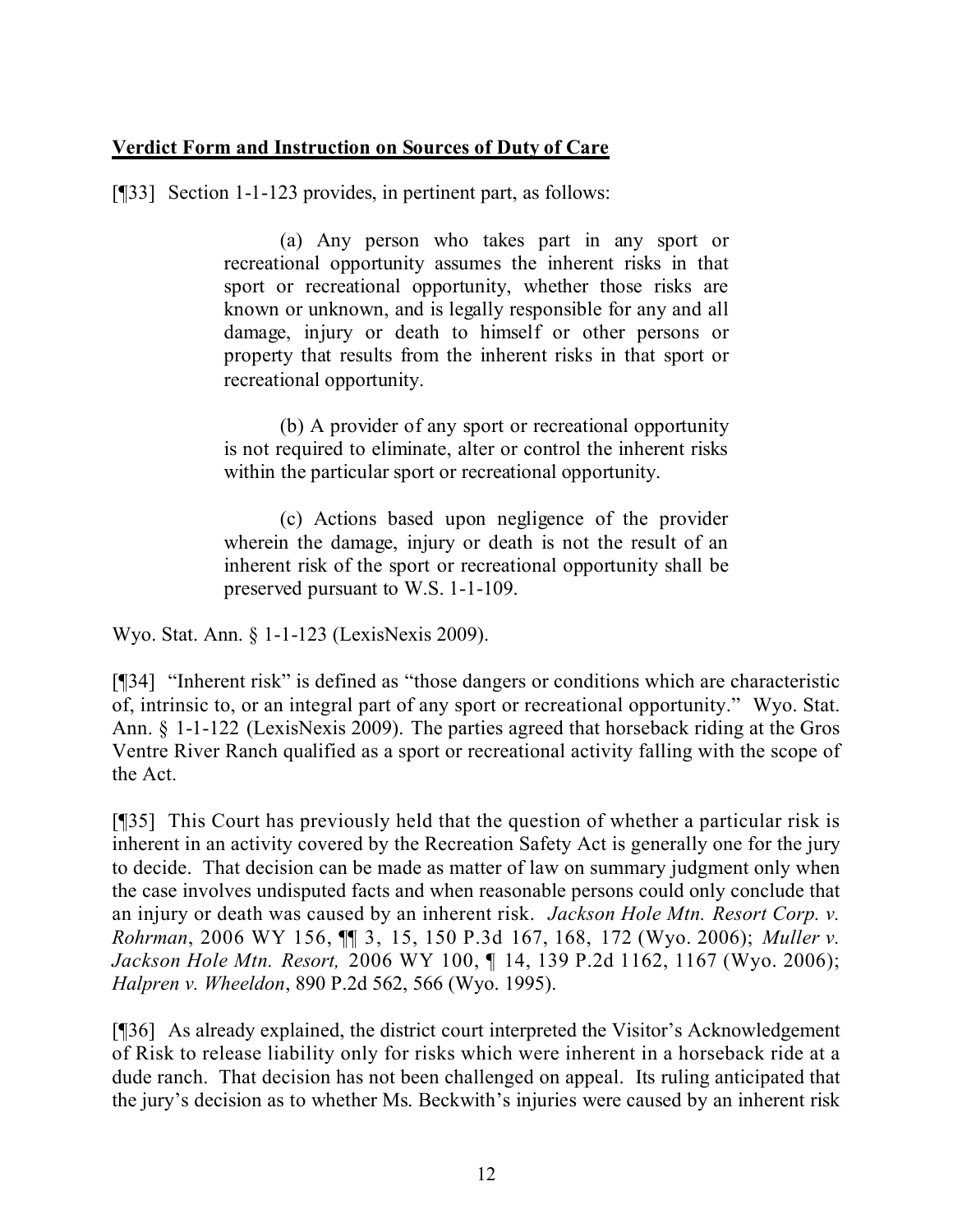**Verdict Form and Instruction on Sources of Duty of Care**

[¶33] Section 1-1-123 provides, in pertinent part, as follows:

> (a) Any person who takes part in any sport or recreational opportunity assumes the inherent risks in that sport or recreational opportunity, whether those risks are known or unknown, and is legally responsible for any and all damage, injury or death to himself or other persons or property that results from the inherent risks in that sport or recreational opportunity.
>
> (b) A provider of any sport or recreational opportunity is not required to eliminate, alter or control the inherent risks within the particular sport or recreational opportunity.
>
> (c) Actions based upon negligence of the provider wherein the damage, injury or death is not the result of an inherent risk of the sport or recreational opportunity shall be preserved pursuant to W.S. 1-1-109.

Wyo. Stat. Ann. § 1-1-123 (LexisNexis 2009).

[¶34] "Inherent risk" is defined as "those dangers or conditions which are characteristic of, intrinsic to, or an integral part of any sport or recreational opportunity." Wyo. Stat. Ann. § 1-1-122 (LexisNexis 2009). The parties agreed that horseback riding at the Gros Ventre River Ranch qualified as a sport or recreational activity falling with the scope of the Act.

[¶35] This Court has previously held that the question of whether a particular risk is inherent in an activity covered by the Recreation Safety Act is generally one for the jury to decide. That decision can be made as matter of law on summary judgment only when the case involves undisputed facts and when reasonable persons could only conclude that an injury or death was caused by an inherent risk. *Jackson Hole Mtn. Resort Corp. v. Rohrman*, 2006 WY 156, ¶¶ 3, 15, 150 P.3d 167, 168, 172 (Wyo. 2006); *Muller v. Jackson Hole Mtn. Resort,* 2006 WY 100, ¶ 14, 139 P.2d 1162, 1167 (Wyo. 2006); *Halpren v. Wheeldon*, 890 P.2d 562, 566 (Wyo. 1995).

[¶36] As already explained, the district court interpreted the Visitor's Acknowledgement of Risk to release liability only for risks which were inherent in a horseback ride at a dude ranch. That decision has not been challenged on appeal. Its ruling anticipated that the jury's decision as to whether Ms. Beckwith's injuries were caused by an inherent risk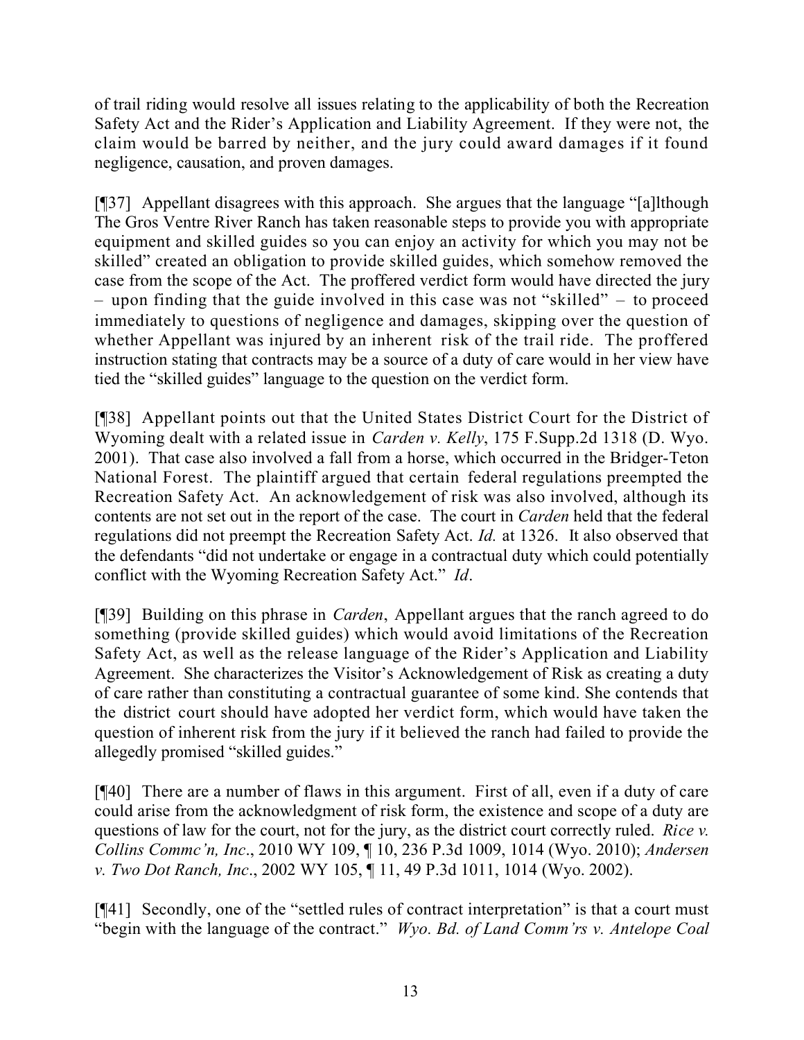of trail riding would resolve all issues relating to the applicability of both the Recreation Safety Act and the Rider's Application and Liability Agreement. If they were not, the claim would be barred by neither, and the jury could award damages if it found negligence, causation, and proven damages.

[¶37] Appellant disagrees with this approach. She argues that the language "[a]lthough The Gros Ventre River Ranch has taken reasonable steps to provide you with appropriate equipment and skilled guides so you can enjoy an activity for which you may not be skilled" created an obligation to provide skilled guides, which somehow removed the case from the scope of the Act. The proffered verdict form would have directed the jury – upon finding that the guide involved in this case was not "skilled" – to proceed immediately to questions of negligence and damages, skipping over the question of whether Appellant was injured by an inherent risk of the trail ride. The proffered instruction stating that contracts may be a source of a duty of care would in her view have tied the "skilled guides" language to the question on the verdict form.

[¶38] Appellant points out that the United States District Court for the District of Wyoming dealt with a related issue in *Carden v. Kelly*, 175 F.Supp.2d 1318 (D. Wyo. 2001). That case also involved a fall from a horse, which occurred in the Bridger-Teton National Forest. The plaintiff argued that certain federal regulations preempted the Recreation Safety Act. An acknowledgement of risk was also involved, although its contents are not set out in the report of the case. The court in *Carden* held that the federal regulations did not preempt the Recreation Safety Act. *Id.* at 1326. It also observed that the defendants "did not undertake or engage in a contractual duty which could potentially conflict with the Wyoming Recreation Safety Act." *Id*.

[¶39] Building on this phrase in *Carden*, Appellant argues that the ranch agreed to do something (provide skilled guides) which would avoid limitations of the Recreation Safety Act, as well as the release language of the Rider's Application and Liability Agreement. She characterizes the Visitor's Acknowledgement of Risk as creating a duty of care rather than constituting a contractual guarantee of some kind. She contends that the district court should have adopted her verdict form, which would have taken the question of inherent risk from the jury if it believed the ranch had failed to provide the allegedly promised "skilled guides."

[¶40] There are a number of flaws in this argument. First of all, even if a duty of care could arise from the acknowledgment of risk form, the existence and scope of a duty are questions of law for the court, not for the jury, as the district court correctly ruled. *Rice v. Collins Commc'n, Inc*., 2010 WY 109, ¶ 10, 236 P.3d 1009, 1014 (Wyo. 2010); *Andersen v. Two Dot Ranch, Inc*., 2002 WY 105, ¶ 11, 49 P.3d 1011, 1014 (Wyo. 2002).

[¶41] Secondly, one of the "settled rules of contract interpretation" is that a court must "begin with the language of the contract." *Wyo. Bd. of Land Comm'rs v. Antelope Coal*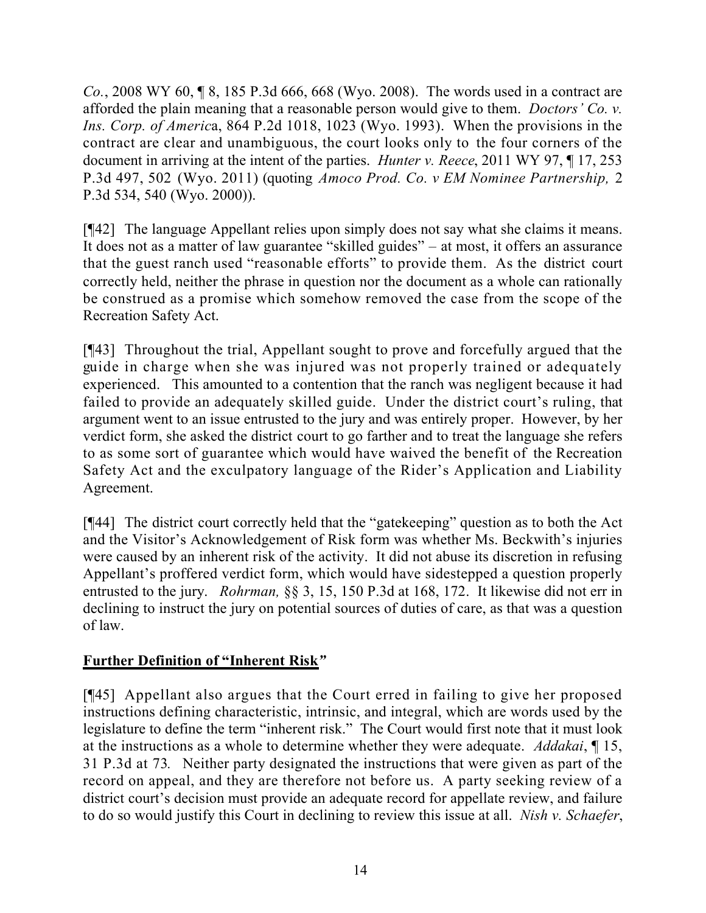*Co.*, 2008 WY 60, ¶ 8, 185 P.3d 666, 668 (Wyo. 2008). The words used in a contract are afforded the plain meaning that a reasonable person would give to them. *Doctors' Co. v. Ins. Corp. of America*, 864 P.2d 1018, 1023 (Wyo. 1993). When the provisions in the contract are clear and unambiguous, the court looks only to the four corners of the document in arriving at the intent of the parties. *Hunter v. Reece*, 2011 WY 97, ¶ 17, 253 P.3d 497, 502 (Wyo. 2011) (quoting *Amoco Prod. Co. v EM Nominee Partnership,* 2 P.3d 534, 540 (Wyo. 2000)).

[¶42] The language Appellant relies upon simply does not say what she claims it means. It does not as a matter of law guarantee "skilled guides" – at most, it offers an assurance that the guest ranch used "reasonable efforts" to provide them. As the district court correctly held, neither the phrase in question nor the document as a whole can rationally be construed as a promise which somehow removed the case from the scope of the Recreation Safety Act.

[¶43] Throughout the trial, Appellant sought to prove and forcefully argued that the guide in charge when she was injured was not properly trained or adequately experienced. This amounted to a contention that the ranch was negligent because it had failed to provide an adequately skilled guide. Under the district court's ruling, that argument went to an issue entrusted to the jury and was entirely proper. However, by her verdict form, she asked the district court to go farther and to treat the language she refers to as some sort of guarantee which would have waived the benefit of the Recreation Safety Act and the exculpatory language of the Rider's Application and Liability Agreement.

[¶44] The district court correctly held that the "gatekeeping" question as to both the Act and the Visitor's Acknowledgement of Risk form was whether Ms. Beckwith's injuries were caused by an inherent risk of the activity. It did not abuse its discretion in refusing Appellant's proffered verdict form, which would have sidestepped a question properly entrusted to the jury. *Rohrman,* §§ 3, 15, 150 P.3d at 168, 172. It likewise did not err in declining to instruct the jury on potential sources of duties of care, as that was a question of law.

**Further Definition of "Inherent Risk"**

[¶45] Appellant also argues that the Court erred in failing to give her proposed instructions defining characteristic, intrinsic, and integral, which are words used by the legislature to define the term "inherent risk." The Court would first note that it must look at the instructions as a whole to determine whether they were adequate. *Addakai*, ¶ 15, 31 P.3d at 73*.* Neither party designated the instructions that were given as part of the record on appeal, and they are therefore not before us. A party seeking review of a district court's decision must provide an adequate record for appellate review, and failure to do so would justify this Court in declining to review this issue at all. *Nish v. Schaefer*,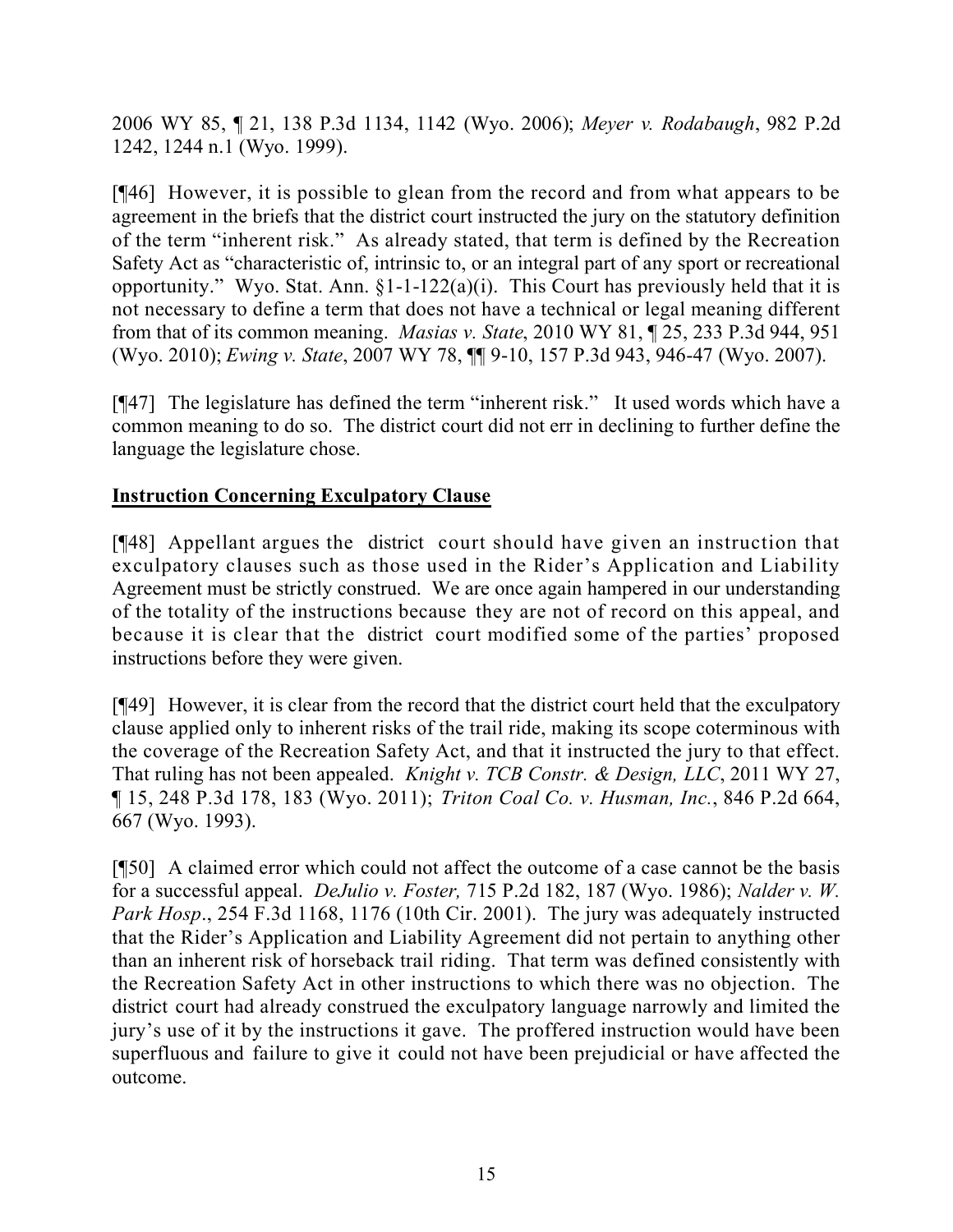2006 WY 85, ¶ 21, 138 P.3d 1134, 1142 (Wyo. 2006); *Meyer v. Rodabaugh*, 982 P.2d 1242, 1244 n.1 (Wyo. 1999).

[¶46] However, it is possible to glean from the record and from what appears to be agreement in the briefs that the district court instructed the jury on the statutory definition of the term "inherent risk." As already stated, that term is defined by the Recreation Safety Act as "characteristic of, intrinsic to, or an integral part of any sport or recreational opportunity." Wyo. Stat. Ann. §1-1-122(a)(i). This Court has previously held that it is not necessary to define a term that does not have a technical or legal meaning different from that of its common meaning. *Masias v. State*, 2010 WY 81, ¶ 25, 233 P.3d 944, 951 (Wyo. 2010); *Ewing v. State*, 2007 WY 78, ¶¶ 9-10, 157 P.3d 943, 946-47 (Wyo. 2007).

[¶47] The legislature has defined the term "inherent risk." It used words which have a common meaning to do so. The district court did not err in declining to further define the language the legislature chose.

**Instruction Concerning Exculpatory Clause**

[¶48] Appellant argues the district court should have given an instruction that exculpatory clauses such as those used in the Rider's Application and Liability Agreement must be strictly construed. We are once again hampered in our understanding of the totality of the instructions because they are not of record on this appeal, and because it is clear that the district court modified some of the parties' proposed instructions before they were given.

[¶49] However, it is clear from the record that the district court held that the exculpatory clause applied only to inherent risks of the trail ride, making its scope coterminous with the coverage of the Recreation Safety Act, and that it instructed the jury to that effect. That ruling has not been appealed. *Knight v. TCB Constr. & Design, LLC*, 2011 WY 27, ¶ 15, 248 P.3d 178, 183 (Wyo. 2011); *Triton Coal Co. v. Husman, Inc.*, 846 P.2d 664, 667 (Wyo. 1993).

[¶50] A claimed error which could not affect the outcome of a case cannot be the basis for a successful appeal. *DeJulio v. Foster,* 715 P.2d 182, 187 (Wyo. 1986); *Nalder v. W. Park Hosp*., 254 F.3d 1168, 1176 (10th Cir. 2001). The jury was adequately instructed that the Rider's Application and Liability Agreement did not pertain to anything other than an inherent risk of horseback trail riding. That term was defined consistently with the Recreation Safety Act in other instructions to which there was no objection. The district court had already construed the exculpatory language narrowly and limited the jury's use of it by the instructions it gave. The proffered instruction would have been superfluous and failure to give it could not have been prejudicial or have affected the outcome.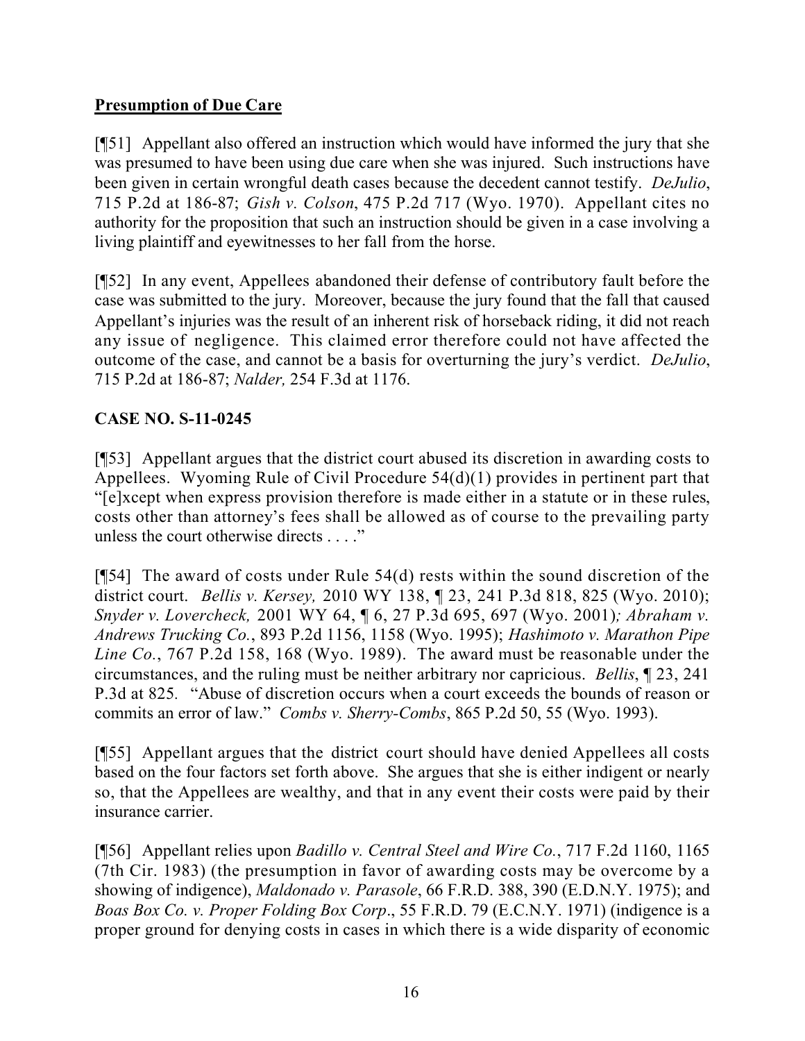## **Presumption of Due Care**

[¶51] Appellant also offered an instruction which would have informed the jury that she was presumed to have been using due care when she was injured. Such instructions have been given in certain wrongful death cases because the decedent cannot testify. *DeJulio*, 715 P.2d at 186-87; *Gish v. Colson*, 475 P.2d 717 (Wyo. 1970). Appellant cites no authority for the proposition that such an instruction should be given in a case involving a living plaintiff and eyewitnesses to her fall from the horse.

[¶52] In any event, Appellees abandoned their defense of contributory fault before the case was submitted to the jury. Moreover, because the jury found that the fall that caused Appellant's injuries was the result of an inherent risk of horseback riding, it did not reach any issue of negligence. This claimed error therefore could not have affected the outcome of the case, and cannot be a basis for overturning the jury's verdict. *DeJulio*, 715 P.2d at 186-87; *Nalder,* 254 F.3d at 1176.

## **CASE NO. S-11-0245**

[¶53] Appellant argues that the district court abused its discretion in awarding costs to Appellees. Wyoming Rule of Civil Procedure 54(d)(1) provides in pertinent part that "[e]xcept when express provision therefore is made either in a statute or in these rules, costs other than attorney's fees shall be allowed as of course to the prevailing party unless the court otherwise directs . . . ."

[¶54] The award of costs under Rule 54(d) rests within the sound discretion of the district court. *Bellis v. Kersey,* 2010 WY 138, ¶ 23, 241 P.3d 818, 825 (Wyo. 2010); *Snyder v. Lovercheck,* 2001 WY 64, ¶ 6, 27 P.3d 695, 697 (Wyo. 2001)*; Abraham v. Andrews Trucking Co.*, 893 P.2d 1156, 1158 (Wyo. 1995); *Hashimoto v. Marathon Pipe Line Co.*, 767 P.2d 158, 168 (Wyo. 1989). The award must be reasonable under the circumstances, and the ruling must be neither arbitrary nor capricious. *Bellis*, ¶ 23, 241 P.3d at 825. "Abuse of discretion occurs when a court exceeds the bounds of reason or commits an error of law." *Combs v. Sherry-Combs*, 865 P.2d 50, 55 (Wyo. 1993).

[¶55] Appellant argues that the district court should have denied Appellees all costs based on the four factors set forth above. She argues that she is either indigent or nearly so, that the Appellees are wealthy, and that in any event their costs were paid by their insurance carrier.

[¶56] Appellant relies upon *Badillo v. Central Steel and Wire Co.*, 717 F.2d 1160, 1165 (7th Cir. 1983) (the presumption in favor of awarding costs may be overcome by a showing of indigence), *Maldonado v. Parasole*, 66 F.R.D. 388, 390 (E.D.N.Y. 1975); and *Boas Box Co. v. Proper Folding Box Corp*., 55 F.R.D. 79 (E.C.N.Y. 1971) (indigence is a proper ground for denying costs in cases in which there is a wide disparity of economic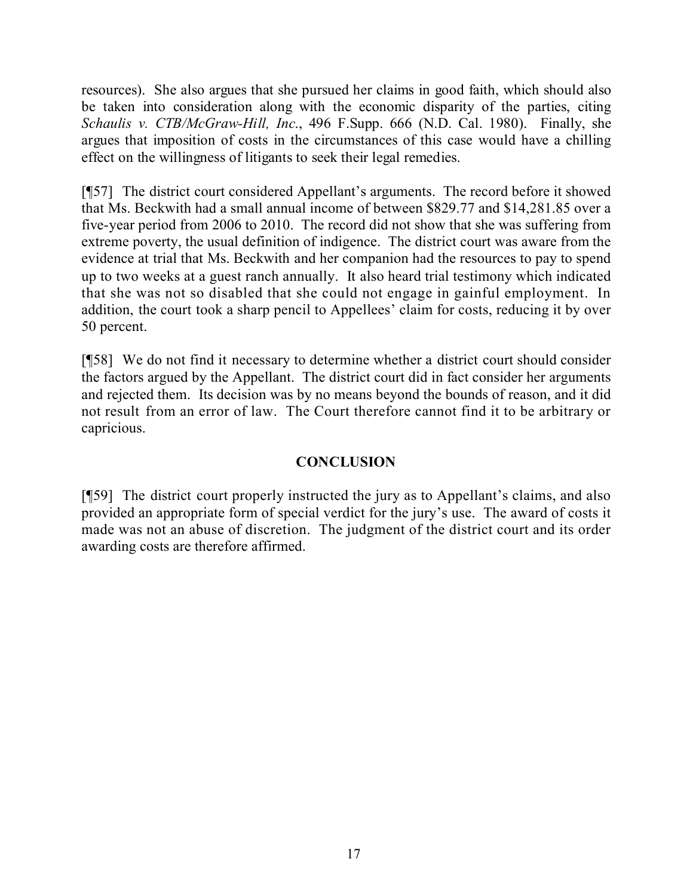resources). She also argues that she pursued her claims in good faith, which should also be taken into consideration along with the economic disparity of the parties, citing *Schaulis v. CTB/McGraw-Hill, Inc.*, 496 F.Supp. 666 (N.D. Cal. 1980). Finally, she argues that imposition of costs in the circumstances of this case would have a chilling effect on the willingness of litigants to seek their legal remedies.

[¶57] The district court considered Appellant's arguments. The record before it showed that Ms. Beckwith had a small annual income of between $829.77 and $14,281.85 over a five-year period from 2006 to 2010. The record did not show that she was suffering from extreme poverty, the usual definition of indigence. The district court was aware from the evidence at trial that Ms. Beckwith and her companion had the resources to pay to spend up to two weeks at a guest ranch annually. It also heard trial testimony which indicated that she was not so disabled that she could not engage in gainful employment. In addition, the court took a sharp pencil to Appellees' claim for costs, reducing it by over 50 percent.

[¶58] We do not find it necessary to determine whether a district court should consider the factors argued by the Appellant. The district court did in fact consider her arguments and rejected them. Its decision was by no means beyond the bounds of reason, and it did not result from an error of law. The Court therefore cannot find it to be arbitrary or capricious.

## CONCLUSION

[¶59] The district court properly instructed the jury as to Appellant's claims, and also provided an appropriate form of special verdict for the jury's use. The award of costs it made was not an abuse of discretion. The judgment of the district court and its order awarding costs are therefore affirmed.